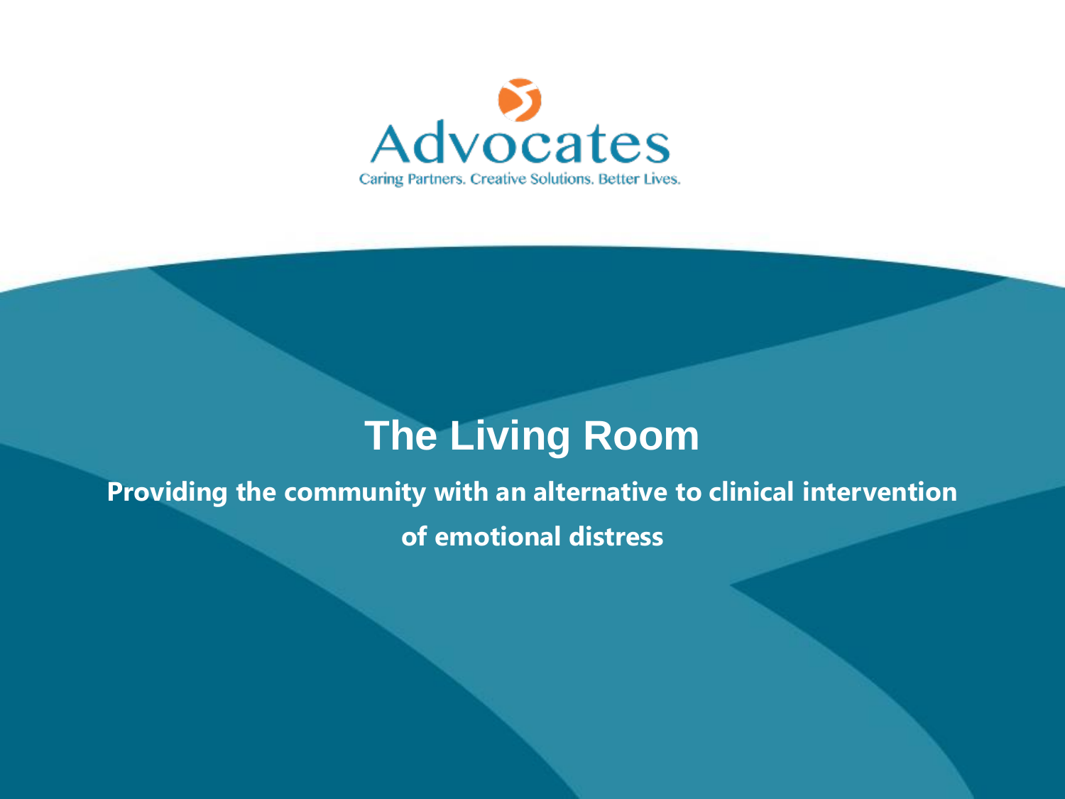Advocates

Caring Partners. Creative Solutions. Better Lives.

# The Living Room

**Providing the community with an alternative to clinical intervention of emotional distress**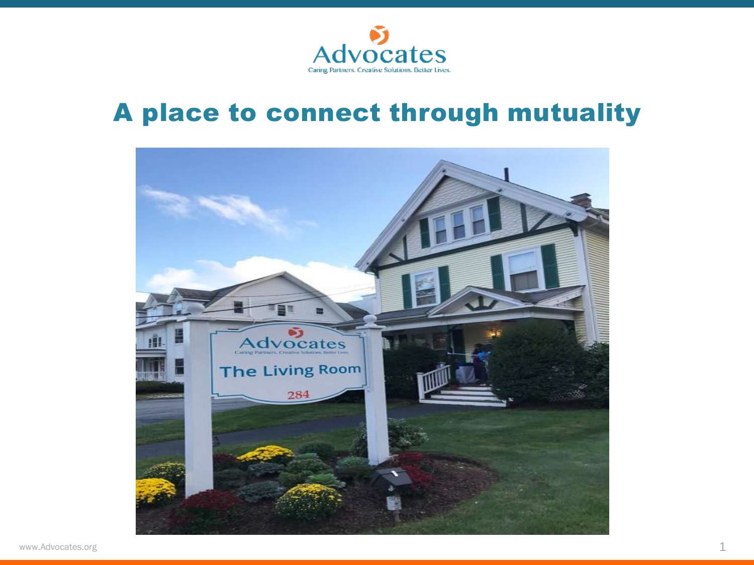Advocates

Caring Partners. Creative Solutions. Better Lives.

# A place to connect through mutuality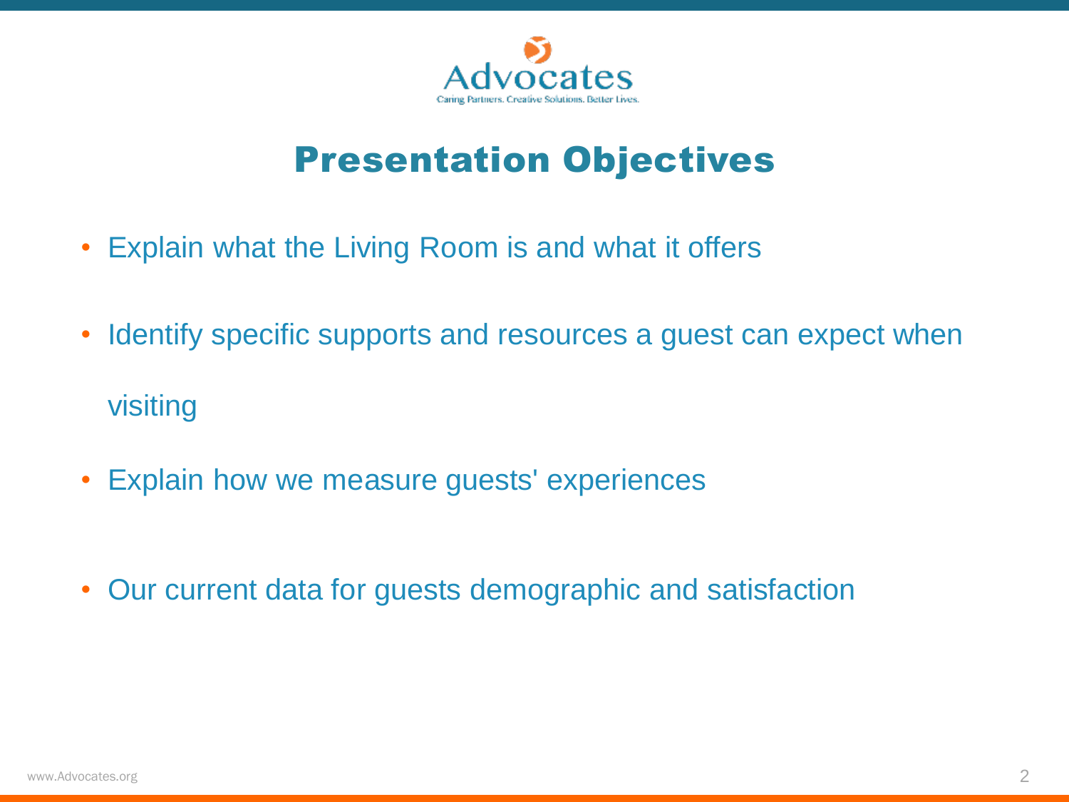# Presentation Objectives

- Explain what the Living Room is and what it offers
- Identify specific supports and resources a guest can expect when visiting
- Explain how we measure guests' experiences
- Our current data for guests demographic and satisfaction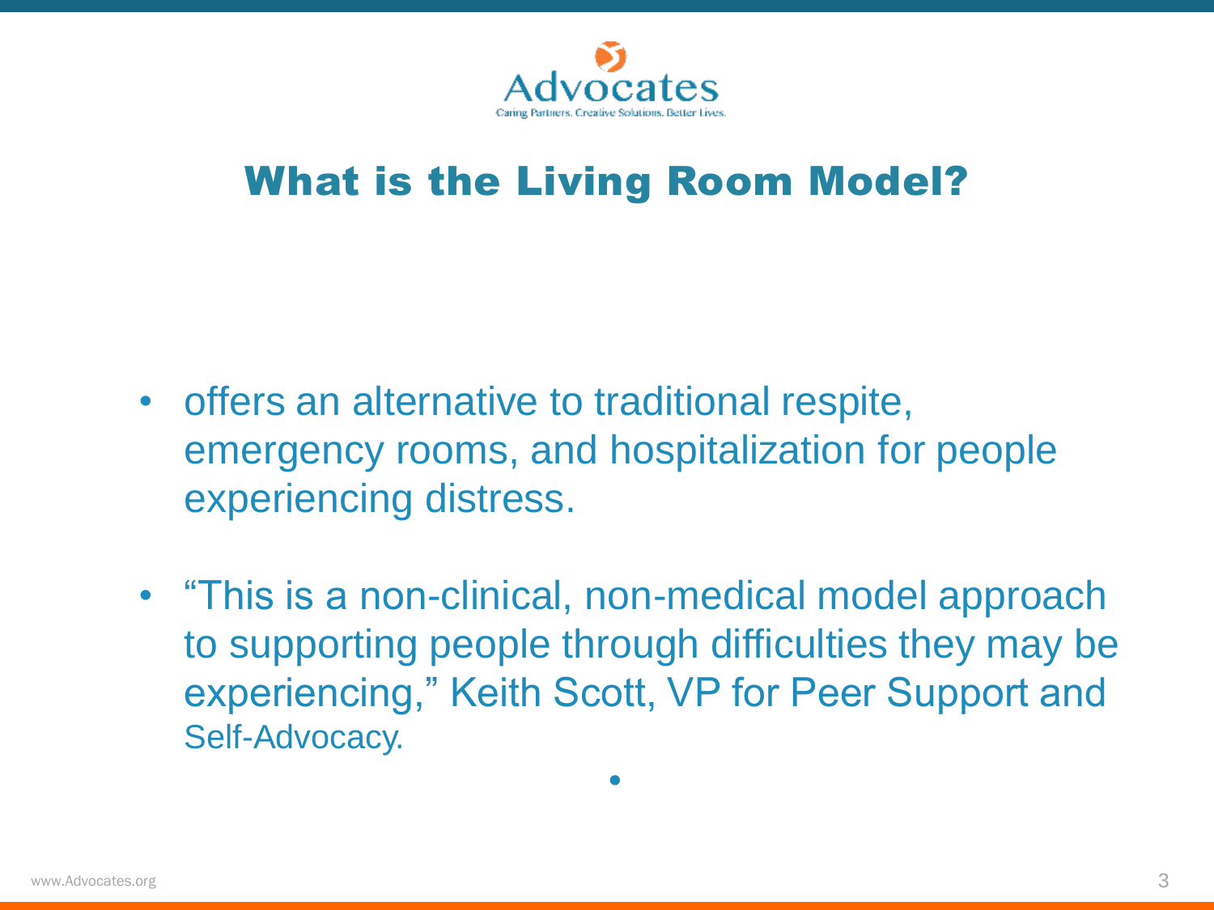# What is the Living Room Model?

- offers an alternative to traditional respite, emergency rooms, and hospitalization for people experiencing distress.

- "This is a non-clinical, non-medical model approach to supporting people through difficulties they may be experiencing," Keith Scott, VP for Peer Support and Self-Advocacy.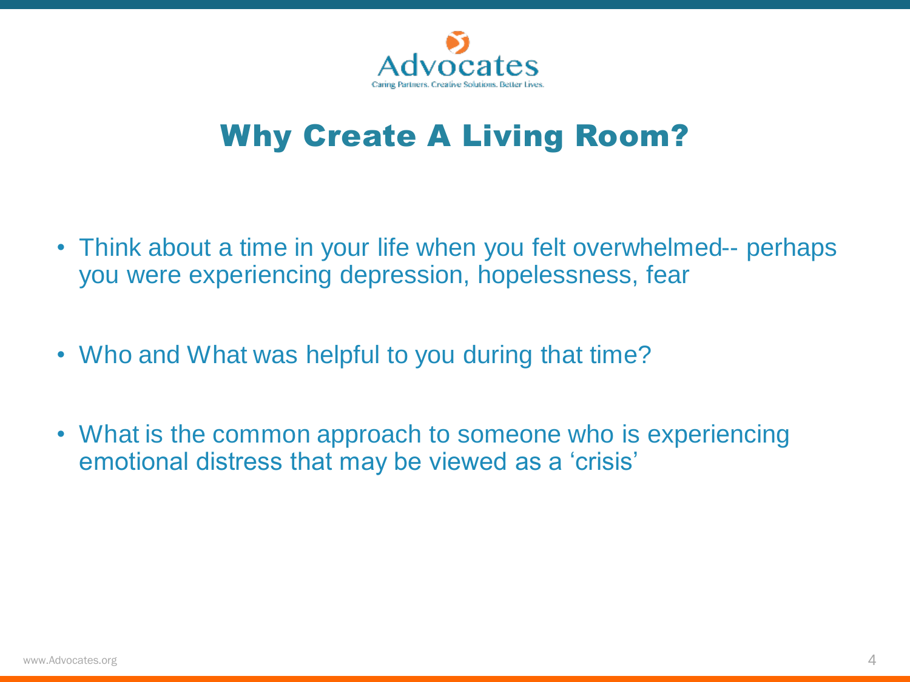# Why Create A Living Room?

- Think about a time in your life when you felt overwhelmed-- perhaps you were experiencing depression, hopelessness, fear
- Who and What was helpful to you during that time?
- What is the common approach to someone who is experiencing emotional distress that may be viewed as a 'crisis'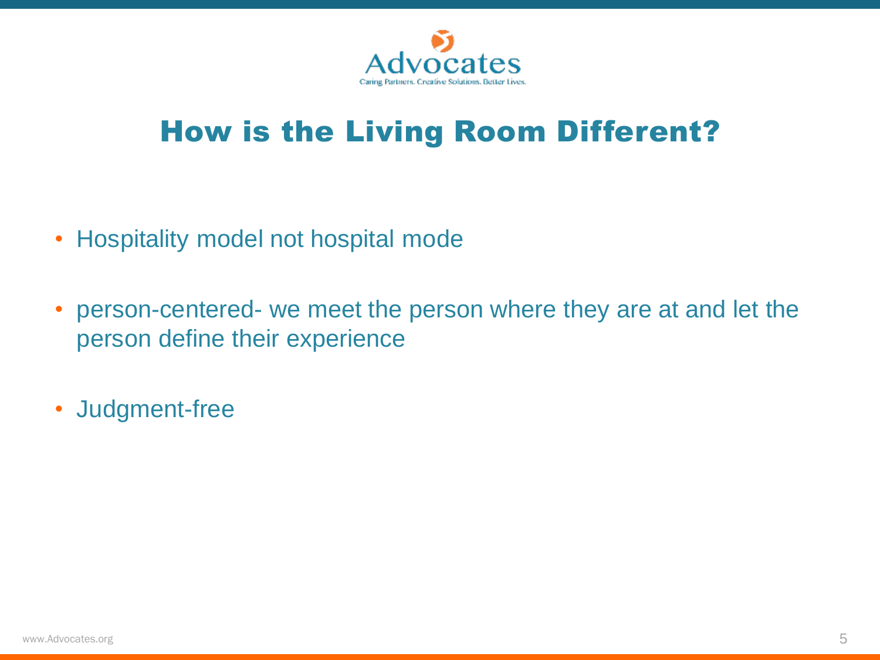# How is the Living Room Different?

- Hospitality model not hospital mode
- person-centered- we meet the person where they are at and let the person define their experience
- Judgment-free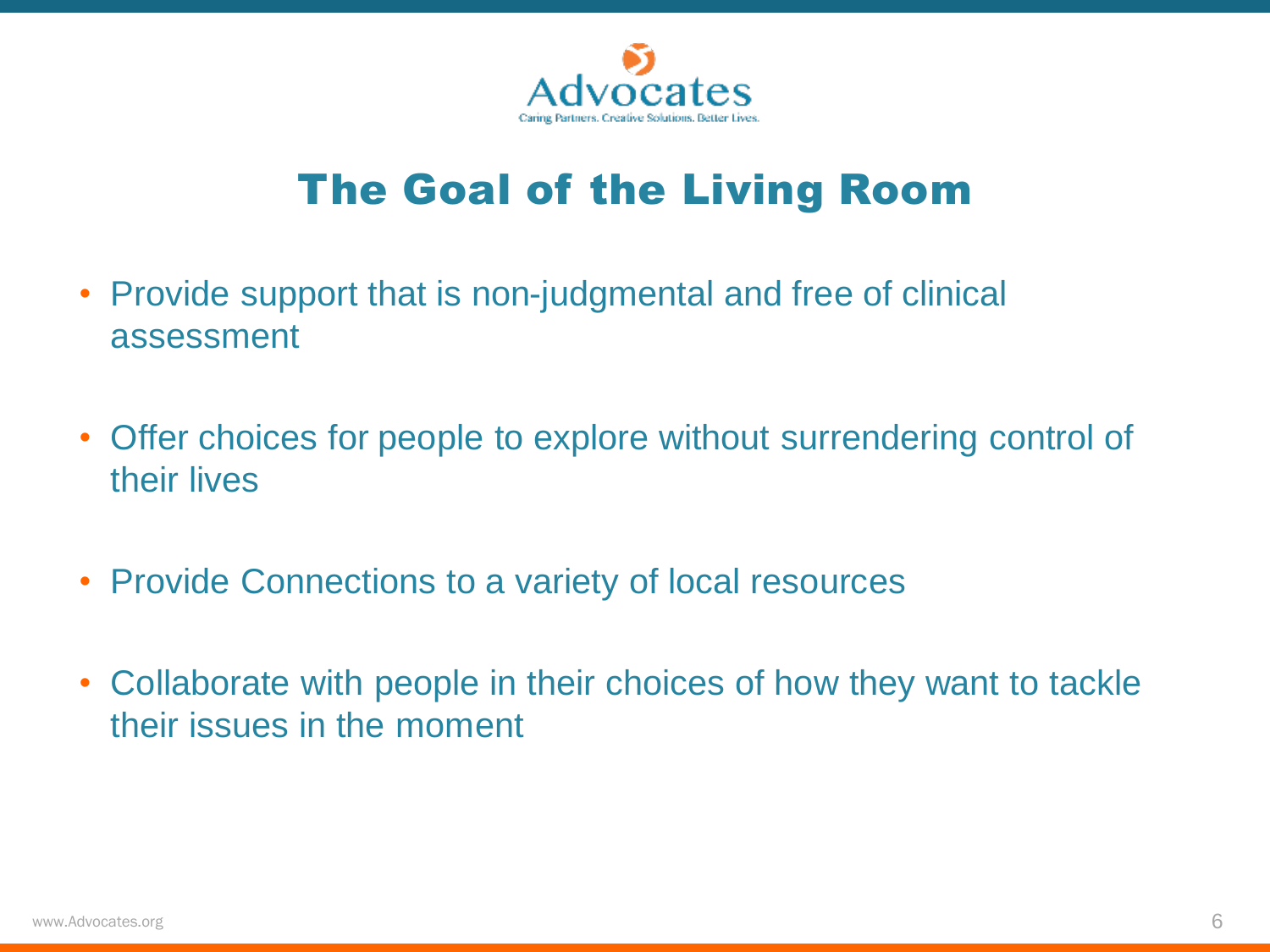# The Goal of the Living Room

- Provide support that is non-judgmental and free of clinical assessment
- Offer choices for people to explore without surrendering control of their lives
- Provide Connections to a variety of local resources
- Collaborate with people in their choices of how they want to tackle their issues in the moment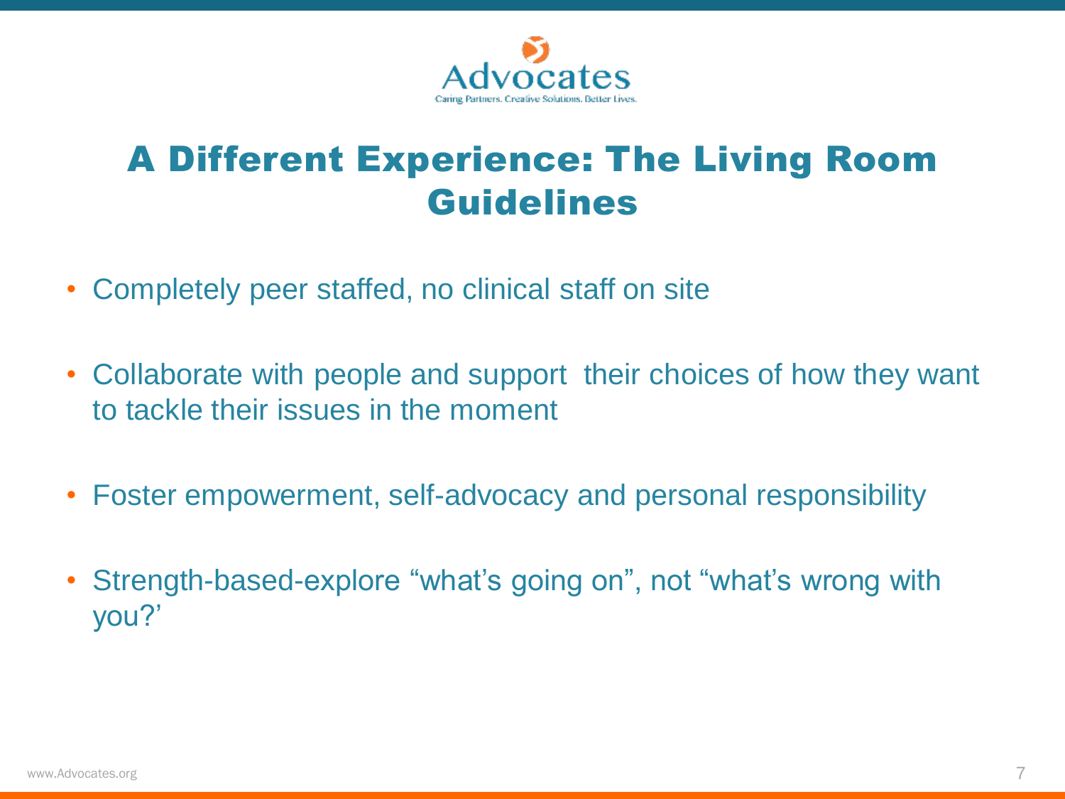# A Different Experience: The Living Room Guidelines

- Completely peer staffed, no clinical staff on site
- Collaborate with people and support  their choices of how they want to tackle their issues in the moment
- Foster empowerment, self-advocacy and personal responsibility
- Strength-based-explore “what’s going on”, not “what’s wrong with you?’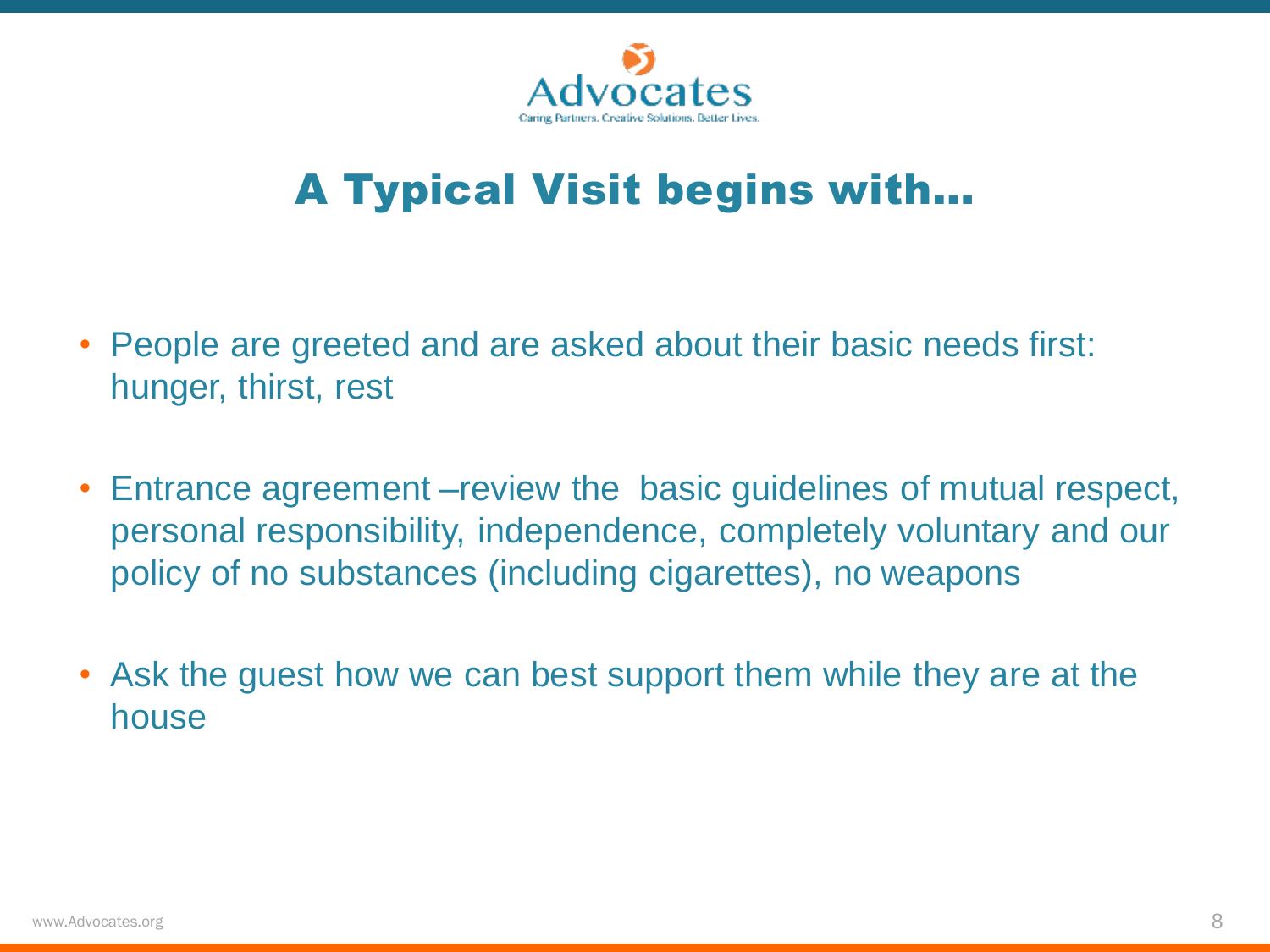Advocates

Caring Partners. Creative Solutions. Better Lives.

# A Typical Visit begins with…

- People are greeted and are asked about their basic needs first: hunger, thirst, rest
- Entrance agreement –review the basic guidelines of mutual respect, personal responsibility, independence, completely voluntary and our policy of no substances (including cigarettes), no weapons
- Ask the guest how we can best support them while they are at the house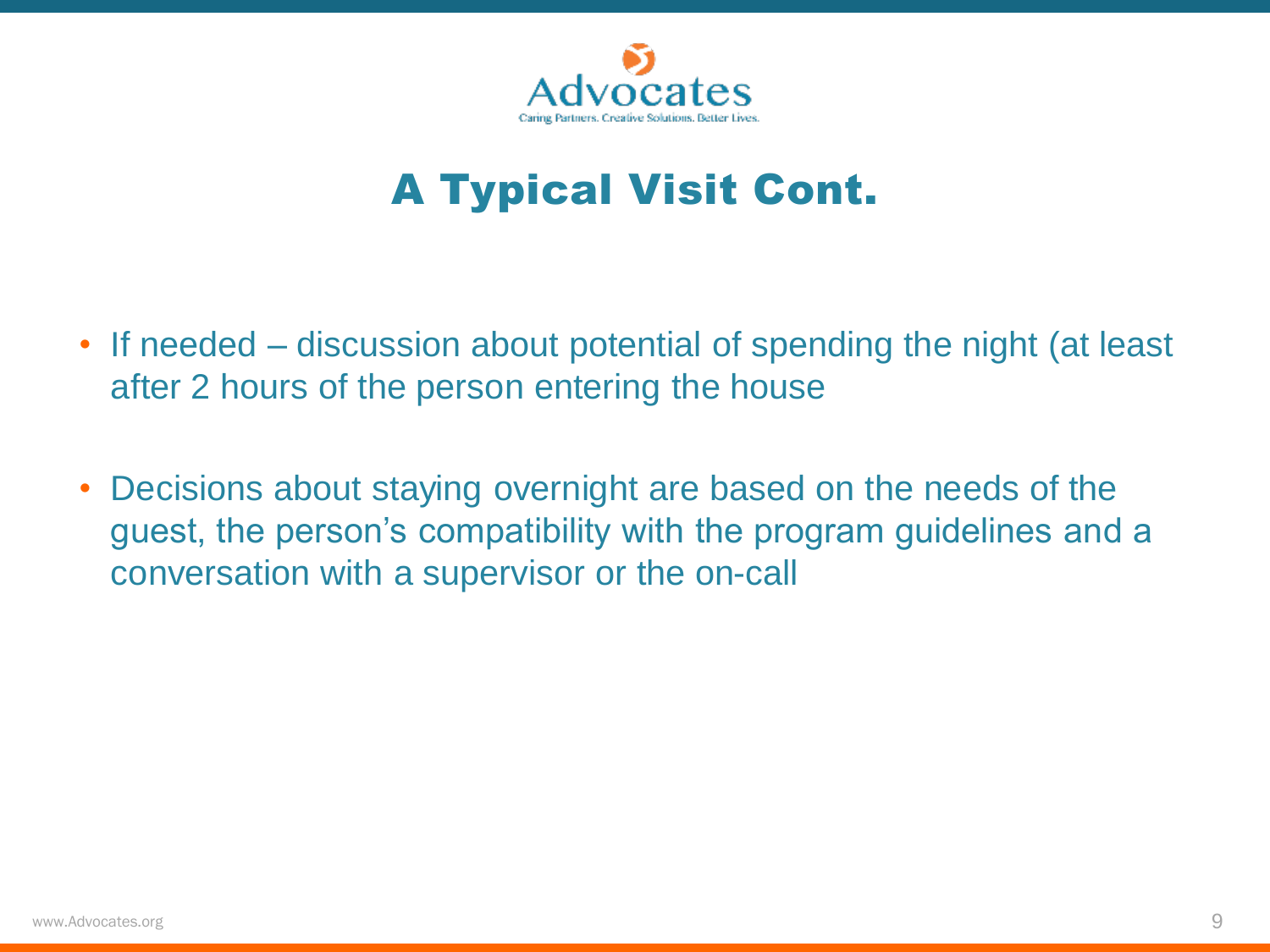# A Typical Visit Cont.

- If needed – discussion about potential of spending the night (at least after 2 hours of the person entering the house
- Decisions about staying overnight are based on the needs of the guest, the person's compatibility with the program guidelines and a conversation with a supervisor or the on-call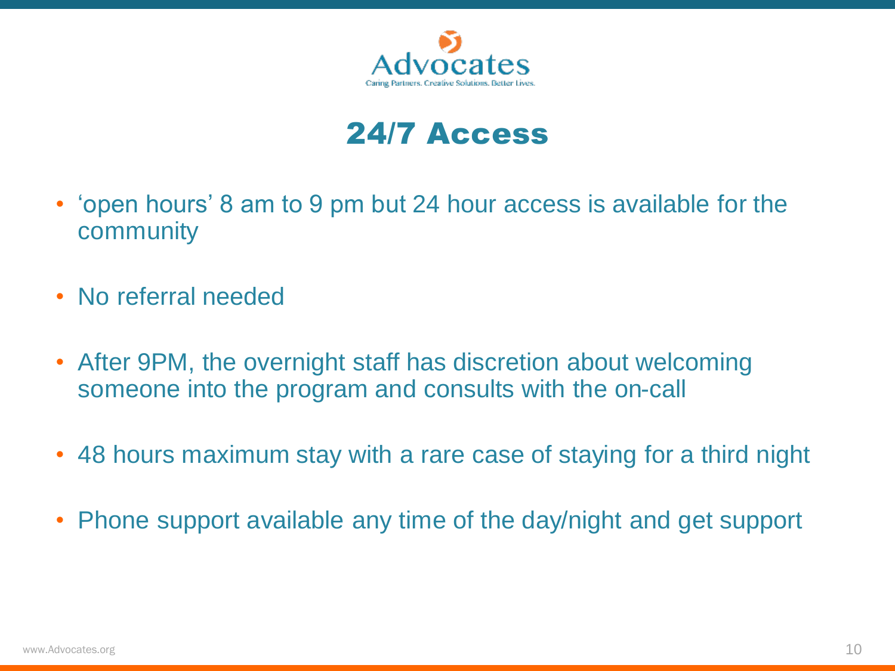# 24/7 Access

- 'open hours' 8 am to 9 pm but 24 hour access is available for the community
- No referral needed
- After 9PM, the overnight staff has discretion about welcoming someone into the program and consults with the on-call
- 48 hours maximum stay with a rare case of staying for a third night
- Phone support available any time of the day/night and get support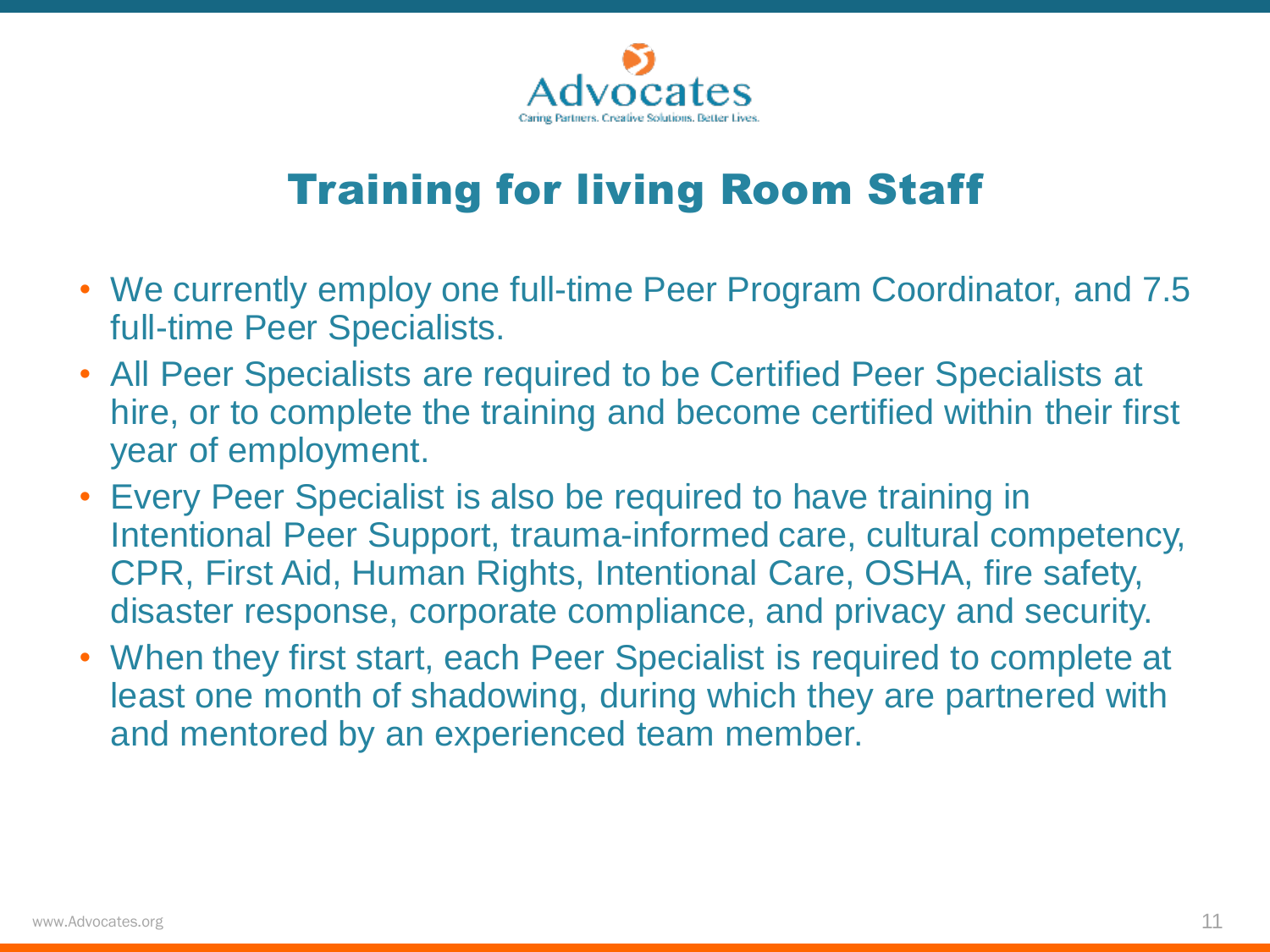# Training for living Room Staff

- We currently employ one full-time Peer Program Coordinator, and 7.5 full-time Peer Specialists.
- All Peer Specialists are required to be Certified Peer Specialists at hire, or to complete the training and become certified within their first year of employment.
- Every Peer Specialist is also be required to have training in Intentional Peer Support, trauma-informed care, cultural competency, CPR, First Aid, Human Rights, Intentional Care, OSHA, fire safety, disaster response, corporate compliance, and privacy and security.
- When they first start, each Peer Specialist is required to complete at least one month of shadowing, during which they are partnered with and mentored by an experienced team member.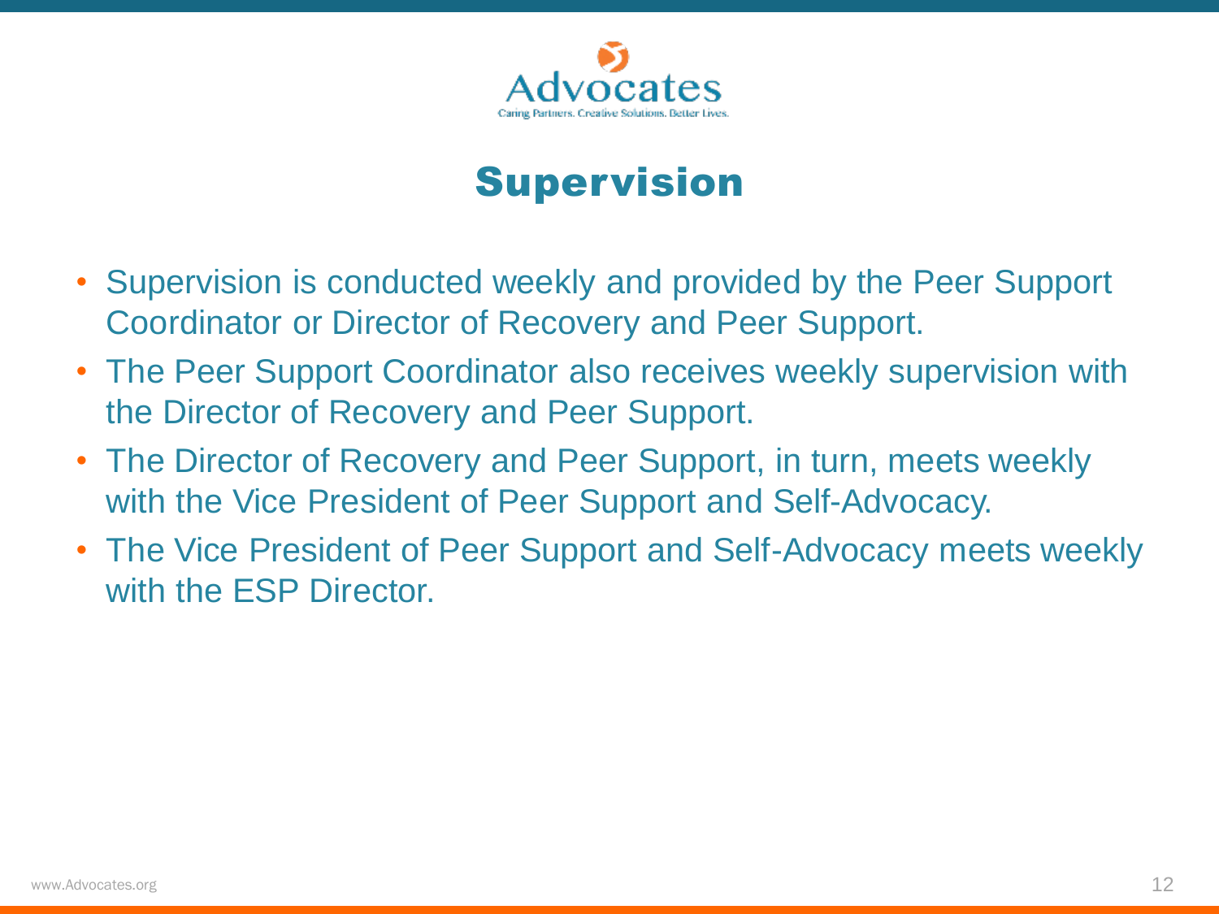# Supervision

- Supervision is conducted weekly and provided by the Peer Support Coordinator or Director of Recovery and Peer Support.
- The Peer Support Coordinator also receives weekly supervision with the Director of Recovery and Peer Support.
- The Director of Recovery and Peer Support, in turn, meets weekly with the Vice President of Peer Support and Self-Advocacy.
- The Vice President of Peer Support and Self-Advocacy meets weekly with the ESP Director.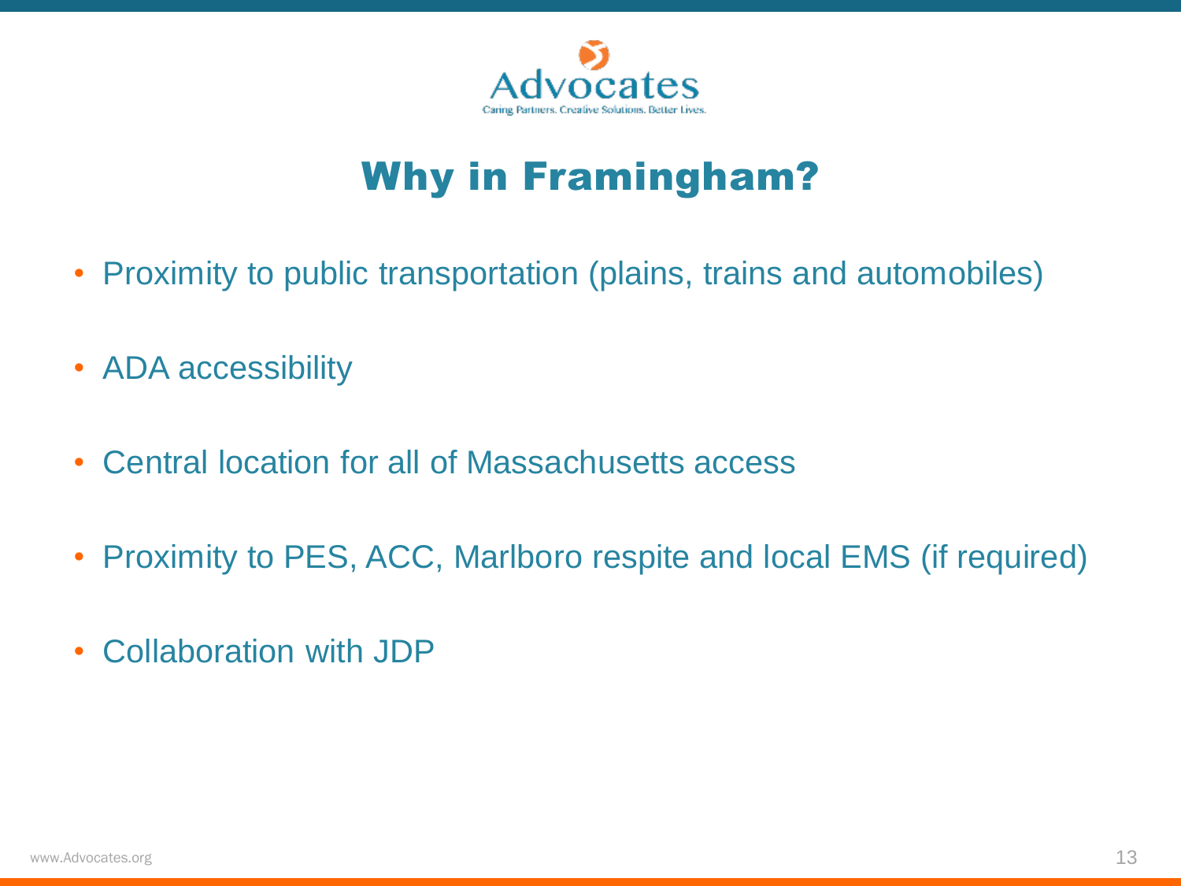Advocates

Caring Partners. Creative Solutions. Better Lives.

# Why in Framingham?

- Proximity to public transportation (plains, trains and automobiles)
- ADA accessibility
- Central location for all of Massachusetts access
- Proximity to PES, ACC, Marlboro respite and local EMS (if required)
- Collaboration with JDP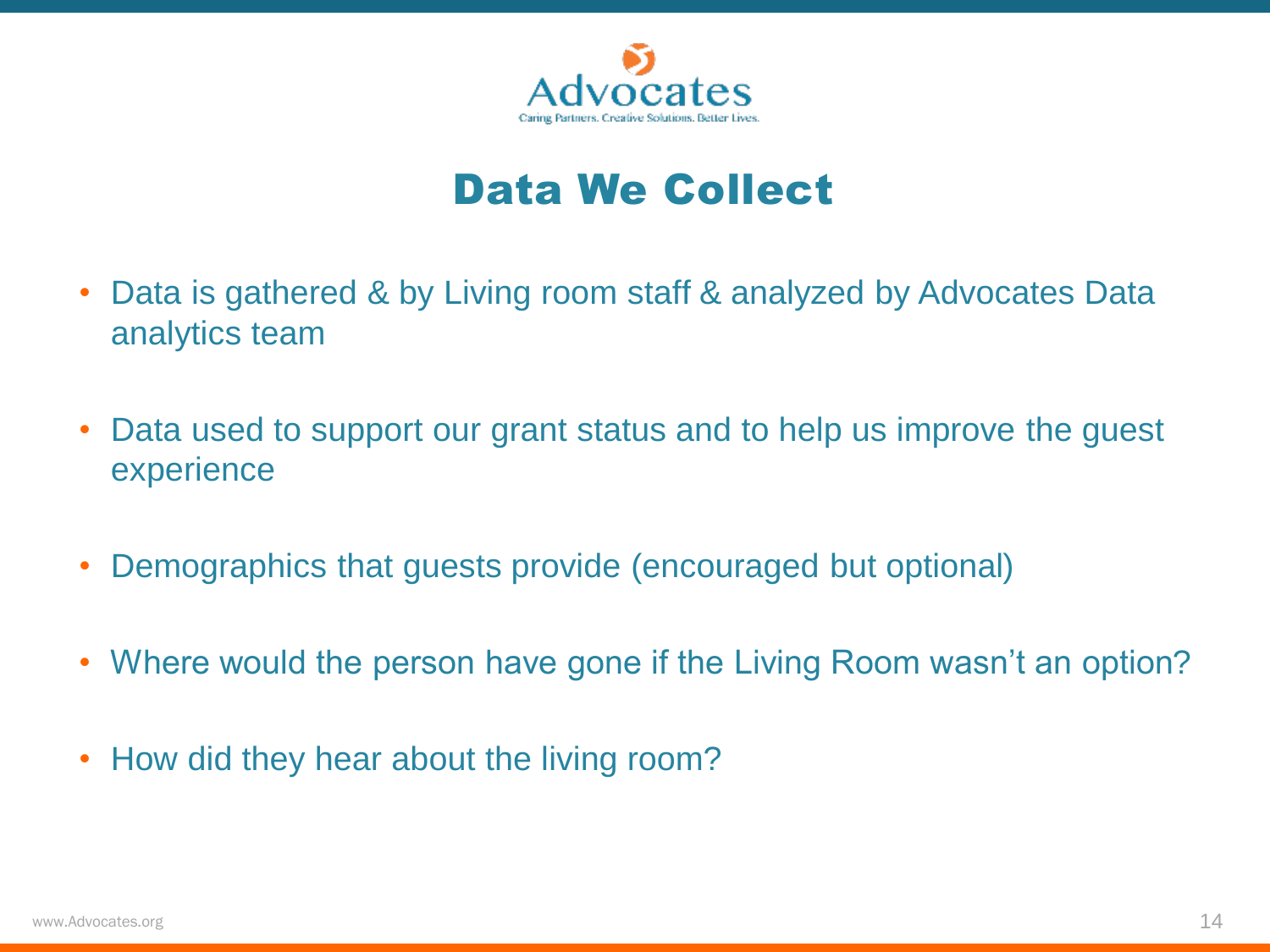## Data We Collect

- Data is gathered & by Living room staff & analyzed by Advocates Data analytics team
- Data used to support our grant status and to help us improve the guest experience
- Demographics that guests provide (encouraged but optional)
- Where would the person have gone if the Living Room wasn't an option?
- How did they hear about the living room?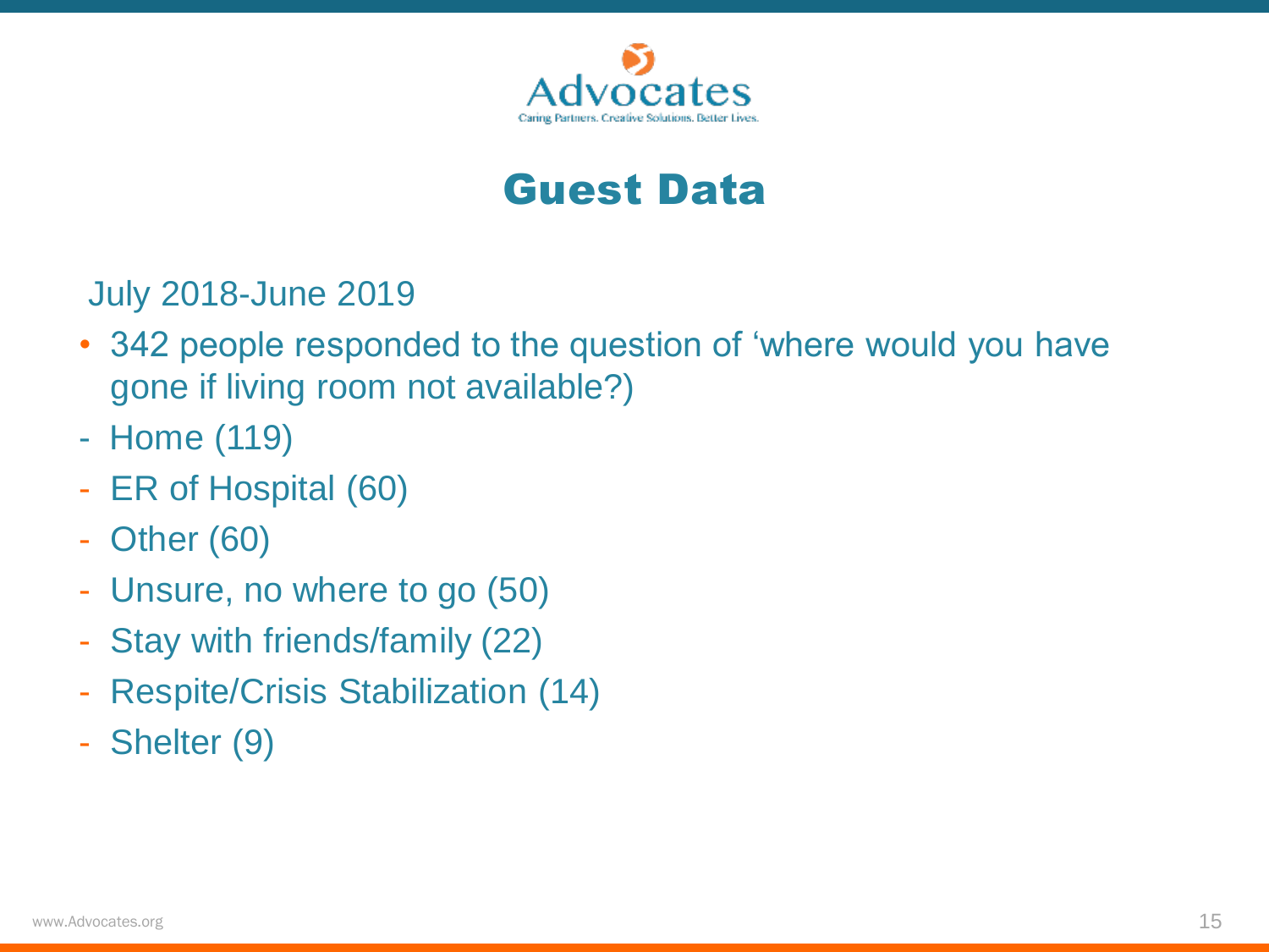# Guest Data

July 2018-June 2019

- 342 people responded to the question of ‘where would you have gone if living room not available?)
  - Home (119)
  - ER of Hospital (60)
  - Other (60)
  - Unsure, no where to go (50)
  - Stay with friends/family (22)
  - Respite/Crisis Stabilization (14)
  - Shelter (9)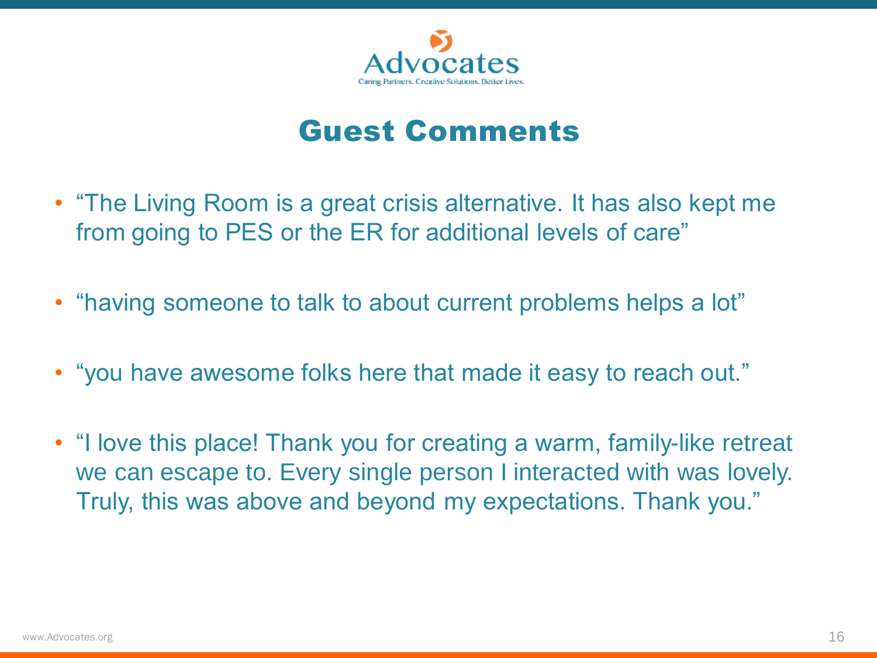# Guest Comments

- "The Living Room is a great crisis alternative. It has also kept me from going to PES or the ER for additional levels of care"
- "having someone to talk to about current problems helps a lot"
- "you have awesome folks here that made it easy to reach out."
- "I love this place! Thank you for creating a warm, family-like retreat we can escape to. Every single person I interacted with was lovely. Truly, this was above and beyond my expectations. Thank you."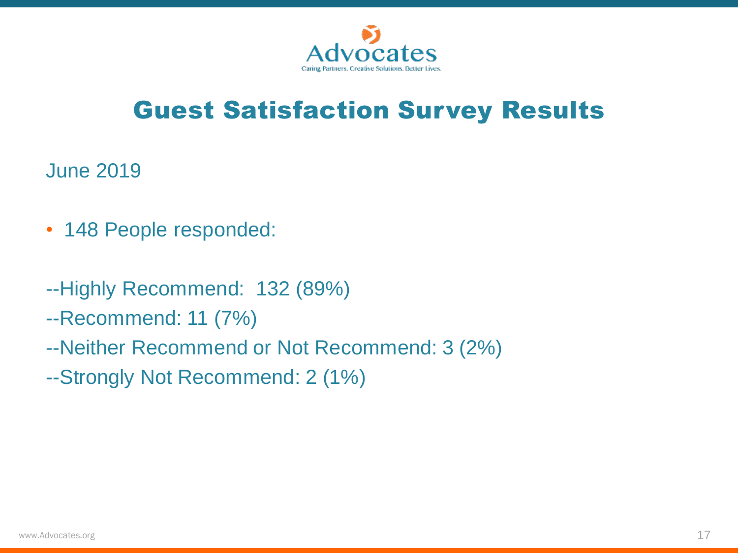# Guest Satisfaction Survey Results

June 2019

- 148 People responded:

--Highly Recommend: 132 (89%)
--Recommend: 11 (7%)
--Neither Recommend or Not Recommend: 3 (2%)
--Strongly Not Recommend: 2 (1%)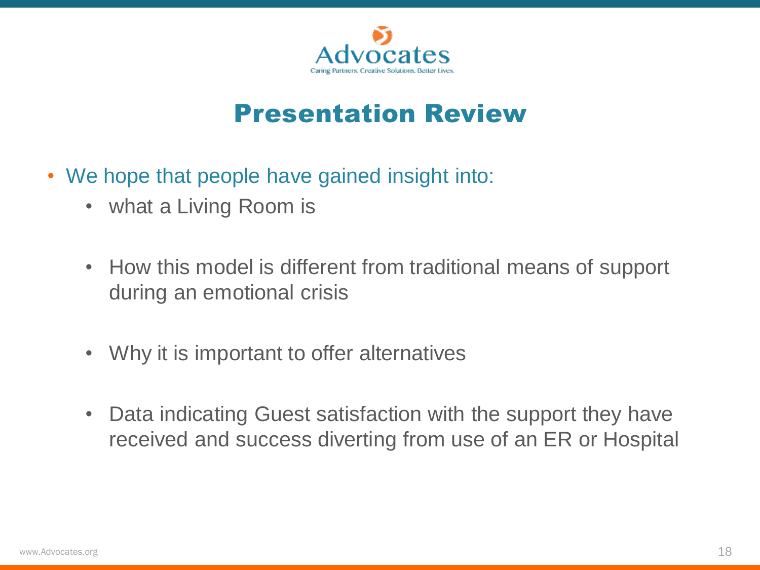# Presentation Review

- We hope that people have gained insight into:
  - what a Living Room is
  - How this model is different from traditional means of support during an emotional crisis
  - Why it is important to offer alternatives
  - Data indicating Guest satisfaction with the support they have received and success diverting from use of an ER or Hospital